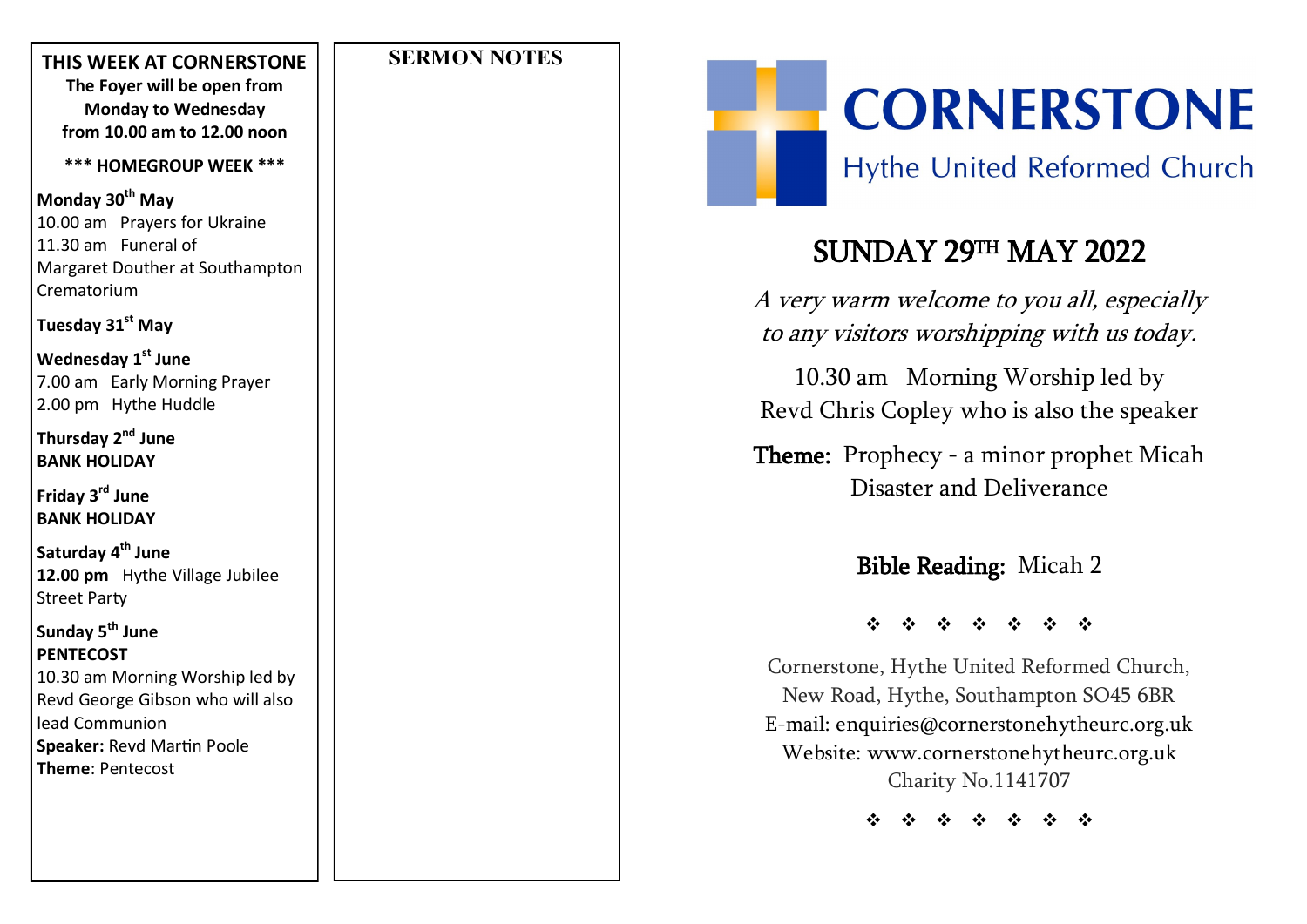## THIS WEEK AT CORNERSTONE

**The Foyer will be open from Monday to Wednesday from 10.00 am to 12.00 noon**

**\*\*\* HOMEGROUP WEEK \*\*\***

**Monday 30th May**
10.00 am Prayers for Ukraine
11.30 am Funeral of Margaret Douther at Southampton Crematorium

**Tuesday 31st May**

**Wednesday 1st June**
7.00 am Early Morning Prayer
2.00 pm Hythe Huddle

**Thursday 2nd June**
**BANK HOLIDAY**

**Friday 3rd June**
**BANK HOLIDAY**

**Saturday 4th June**
**12.00 pm** Hythe Village Jubilee Street Party

**Sunday 5th June**
**PENTECOST**
10.30 am Morning Worship led by Revd George Gibson who will also lead Communion
**Speaker:** Revd Martin Poole
**Theme**: Pentecost

## SERMON NOTES

# CORNERSTONE
Hythe United Reformed Church

# SUNDAY 29TH MAY 2022

*A very warm welcome to you all, especially to any visitors worshipping with us today.*

10.30 am Morning Worship led by Revd Chris Copley who is also the speaker

**Theme:** Prophecy - a minor prophet Micah
Disaster and Deliverance

**Bible Reading:** Micah 2

❖ ❖ ❖ ❖ ❖ ❖ ❖

Cornerstone, Hythe United Reformed Church,
New Road, Hythe, Southampton SO45 6BR
E-mail: enquiries@cornerstonehytheurc.org.uk
Website: www.cornerstonehytheurc.org.uk
Charity No.1141707

❖ ❖ ❖ ❖ ❖ ❖ ❖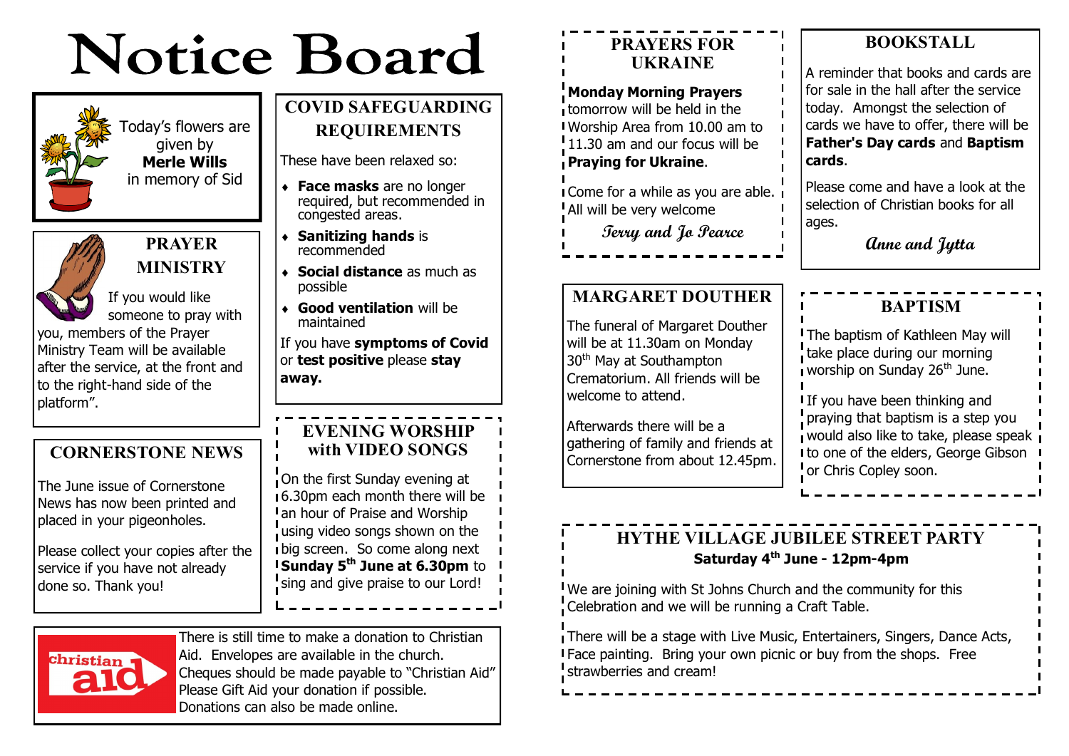# Notice Board

Today's flowers are given by **Merle Wills** in memory of Sid

## PRAYER MINISTRY

If you would like someone to pray with you, members of the Prayer Ministry Team will be available after the service, at the front and to the right-hand side of the platform".

## CORNERSTONE NEWS

The June issue of Cornerstone News has now been printed and placed in your pigeonholes.

Please collect your copies after the service if you have not already done so. Thank you!

## COVID SAFEGUARDING REQUIREMENTS

These have been relaxed so:

- **Face masks** are no longer required, but recommended in congested areas.
- **Sanitizing hands** is recommended
- **Social distance** as much as possible
- **Good ventilation** will be maintained

If you have **symptoms of Covid** or **test positive** please **stay away.**

## EVENING WORSHIP with VIDEO SONGS

On the first Sunday evening at 6.30pm each month there will be an hour of Praise and Worship using video songs shown on the big screen. So come along next **Sunday 5th June at 6.30pm** to sing and give praise to our Lord!

There is still time to make a donation to Christian Aid. Envelopes are available in the church. Cheques should be made payable to "Christian Aid" Please Gift Aid your donation if possible. Donations can also be made online.

## PRAYERS FOR UKRAINE

**Monday Morning Prayers** tomorrow will be held in the Worship Area from 10.00 am to 11.30 am and our focus will be **Praying for Ukraine**.

Come for a while as you are able. All will be very welcome

*Terry and Jo Pearce*

## BOOKSTALL

A reminder that books and cards are for sale in the hall after the service today. Amongst the selection of cards we have to offer, there will be **Father's Day cards** and **Baptism cards**.

Please come and have a look at the selection of Christian books for all ages.

*Anne and Jytta*

## MARGARET DOUTHER

The funeral of Margaret Douther will be at 11.30am on Monday 30th May at Southampton Crematorium. All friends will be welcome to attend.

Afterwards there will be a gathering of family and friends at Cornerstone from about 12.45pm.

## BAPTISM

The baptism of Kathleen May will take place during our morning worship on Sunday 26th June.

If you have been thinking and praying that baptism is a step you would also like to take, please speak to one of the elders, George Gibson or Chris Copley soon.

## HYTHE VILLAGE JUBILEE STREET PARTY

**Saturday 4th June - 12pm-4pm**

We are joining with St Johns Church and the community for this Celebration and we will be running a Craft Table.

There will be a stage with Live Music, Entertainers, Singers, Dance Acts, Face painting. Bring your own picnic or buy from the shops. Free strawberries and cream!